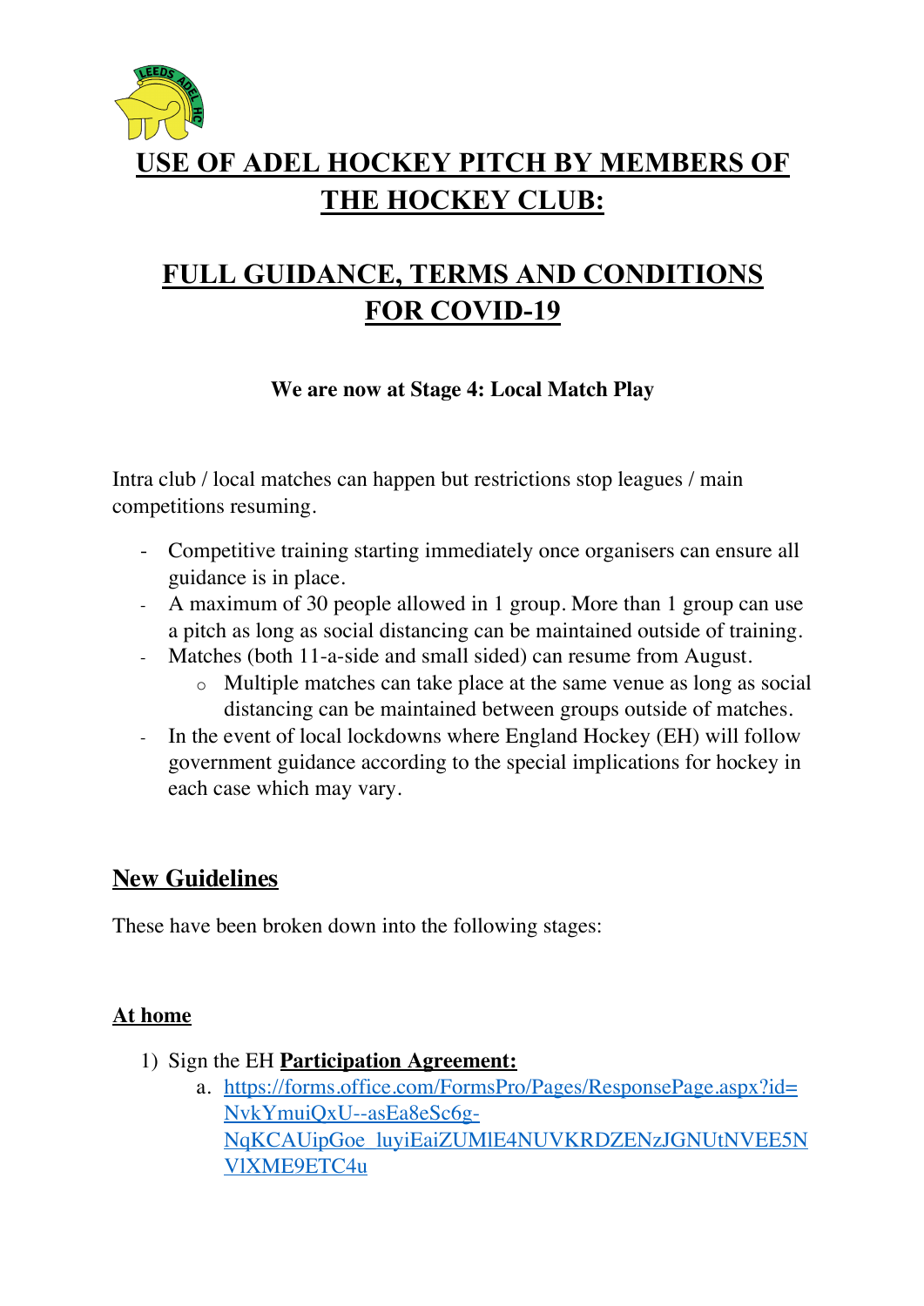# USE OF ADEL HOCKEY PITCH BY MEMBERS OF THE HOCKEY CLUB:

# FULL GUIDANCE, TERMS AND CONDITIONS FOR COVID-19

**We are now at Stage 4: Local Match Play**

Intra club / local matches can happen but restrictions stop leagues / main competitions resuming.

- Competitive training starting immediately once organisers can ensure all guidance is in place.
- A maximum of 30 people allowed in 1 group. More than 1 group can use a pitch as long as social distancing can be maintained outside of training.
- Matches (both 11-a-side and small sided) can resume from August.
  - Multiple matches can take place at the same venue as long as social distancing can be maintained between groups outside of matches.
- In the event of local lockdowns where England Hockey (EH) will follow government guidance according to the special implications for hockey in each case which may vary.

## New Guidelines

These have been broken down into the following stages:

### At home

1) Sign the EH **Participation Agreement:**
   a. https://forms.office.com/FormsPro/Pages/ResponsePage.aspx?id=NvkYmuiQxU--asEa8eSc6g-NqKCAUipGoe_luyiEaiZUMlE4NUVKRDZENzJGNUtNVEE5NVlXME9ETC4u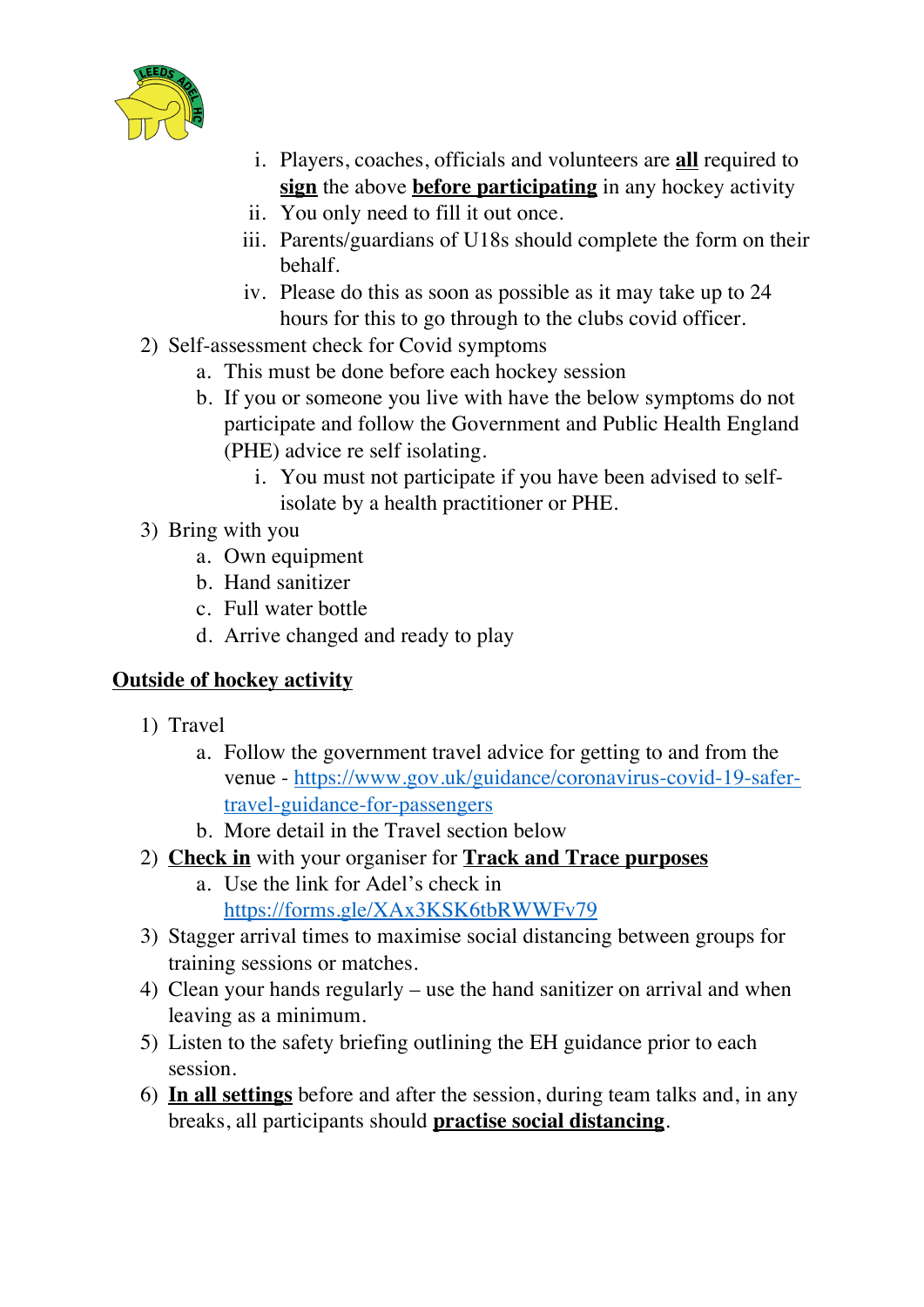i. Players, coaches, officials and volunteers are **all** required to **sign** the above **before participating** in any hockey activity
    ii. You only need to fill it out once.
    iii. Parents/guardians of U18s should complete the form on their behalf.
    iv. Please do this as soon as possible as it may take up to 24 hours for this to go through to the clubs covid officer.

2) Self-assessment check for Covid symptoms
    a. This must be done before each hockey session
    b. If you or someone you live with have the below symptoms do not participate and follow the Government and Public Health England (PHE) advice re self isolating.
        i. You must not participate if you have been advised to self-isolate by a health practitioner or PHE.
3) Bring with you
    a. Own equipment
    b. Hand sanitizer
    c. Full water bottle
    d. Arrive changed and ready to play

**Outside of hockey activity**

1) Travel
    a. Follow the government travel advice for getting to and from the venue - https://www.gov.uk/guidance/coronavirus-covid-19-safer-travel-guidance-for-passengers
    b. More detail in the Travel section below
2) **Check in** with your organiser for **Track and Trace purposes**
    a. Use the link for Adel's check in https://forms.gle/XAx3KSK6tbRWWFv79
3) Stagger arrival times to maximise social distancing between groups for training sessions or matches.
4) Clean your hands regularly – use the hand sanitizer on arrival and when leaving as a minimum.
5) Listen to the safety briefing outlining the EH guidance prior to each session.
6) **In all settings** before and after the session, during team talks and, in any breaks, all participants should **practise social distancing**.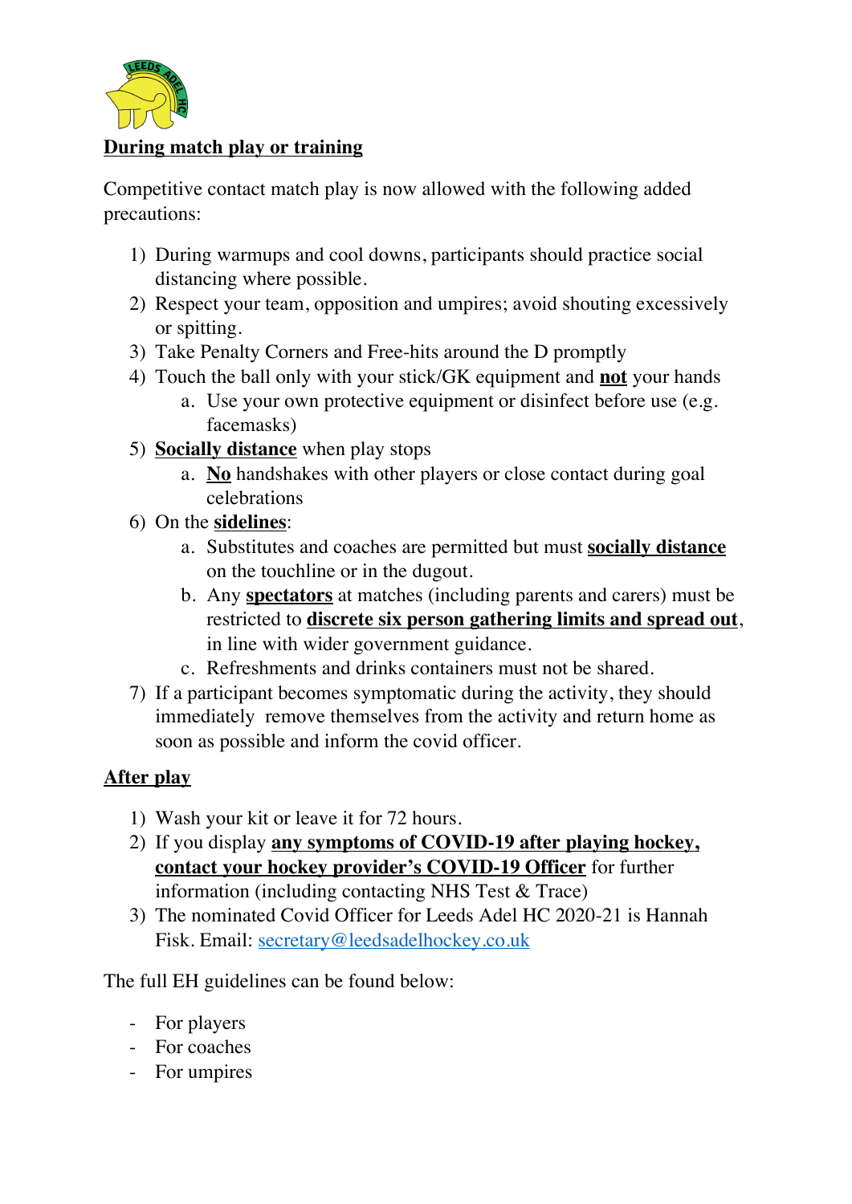## During match play or training

Competitive contact match play is now allowed with the following added precautions:

1) During warmups and cool downs, participants should practice social distancing where possible.
2) Respect your team, opposition and umpires; avoid shouting excessively or spitting.
3) Take Penalty Corners and Free-hits around the D promptly
4) Touch the ball only with your stick/GK equipment and **not** your hands
    a. Use your own protective equipment or disinfect before use (e.g. facemasks)
5) **Socially distance** when play stops
    a. **No** handshakes with other players or close contact during goal celebrations
6) On the **sidelines**:
    a. Substitutes and coaches are permitted but must **socially distance** on the touchline or in the dugout.
    b. Any **spectators** at matches (including parents and carers) must be restricted to **discrete six person gathering limits and spread out**, in line with wider government guidance.
    c. Refreshments and drinks containers must not be shared.
7) If a participant becomes symptomatic during the activity, they should immediately remove themselves from the activity and return home as soon as possible and inform the covid officer.

## After play

1) Wash your kit or leave it for 72 hours.
2) If you display **any symptoms of COVID-19 after playing hockey, contact your hockey provider's COVID-19 Officer** for further information (including contacting NHS Test & Trace)
3) The nominated Covid Officer for Leeds Adel HC 2020-21 is Hannah Fisk. Email: secretary@leedsadelhockey.co.uk

The full EH guidelines can be found below:

- For players
- For coaches
- For umpires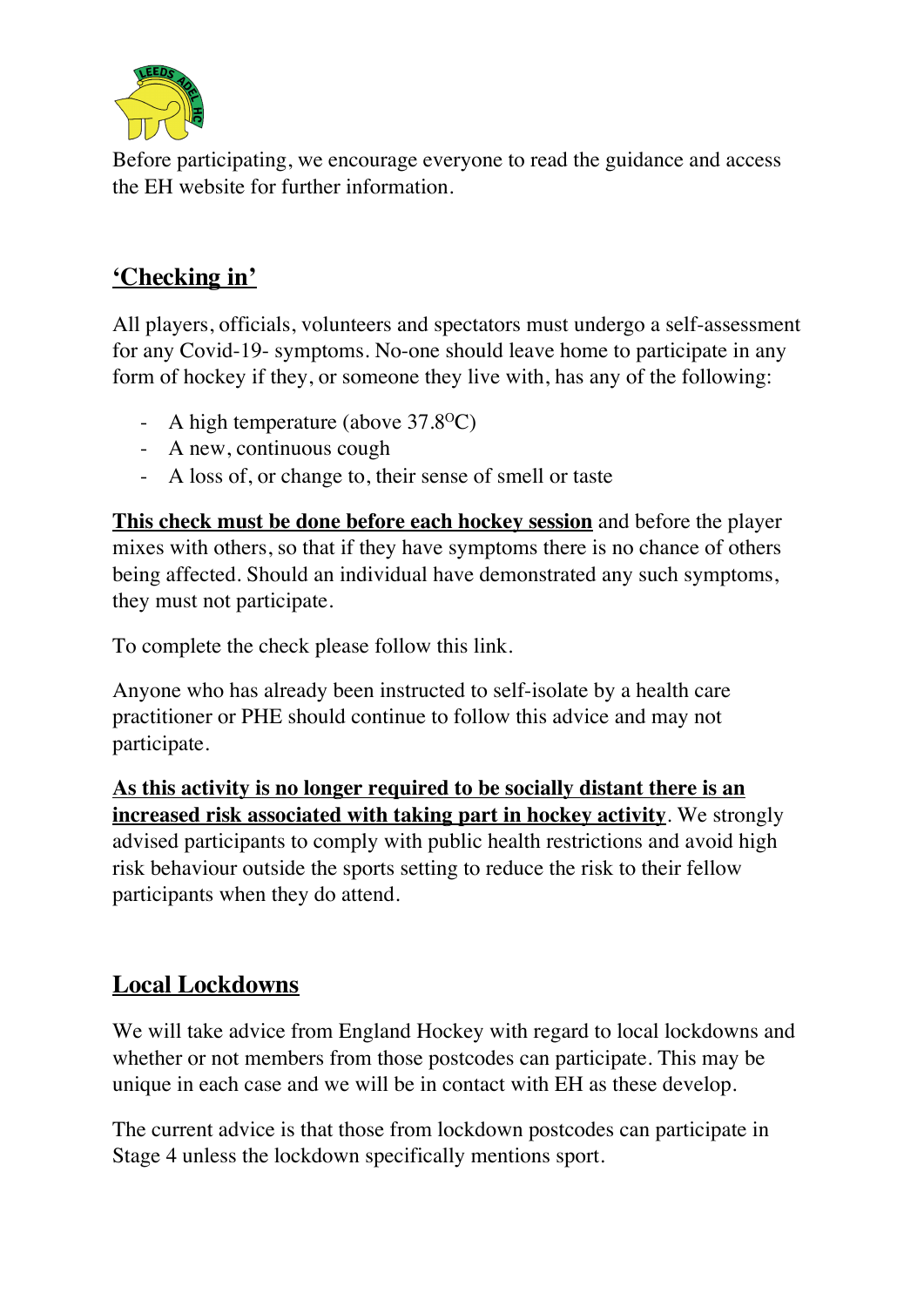Before participating, we encourage everyone to read the guidance and access the EH website for further information.

## **'Checking in'**

All players, officials, volunteers and spectators must undergo a self-assessment for any Covid-19- symptoms. No-one should leave home to participate in any form of hockey if they, or someone they live with, has any of the following:

- A high temperature (above 37.8$^{O}$C)
- A new, continuous cough
- A loss of, or change to, their sense of smell or taste

**This check must be done before each hockey session** and before the player mixes with others, so that if they have symptoms there is no chance of others being affected. Should an individual have demonstrated any such symptoms, they must not participate.

To complete the check please follow this link.

Anyone who has already been instructed to self-isolate by a health care practitioner or PHE should continue to follow this advice and may not participate.

**As this activity is no longer required to be socially distant there is an increased risk associated with taking part in hockey activity**. We strongly advised participants to comply with public health restrictions and avoid high risk behaviour outside the sports setting to reduce the risk to their fellow participants when they do attend.

## **Local Lockdowns**

We will take advice from England Hockey with regard to local lockdowns and whether or not members from those postcodes can participate. This may be unique in each case and we will be in contact with EH as these develop.

The current advice is that those from lockdown postcodes can participate in Stage 4 unless the lockdown specifically mentions sport.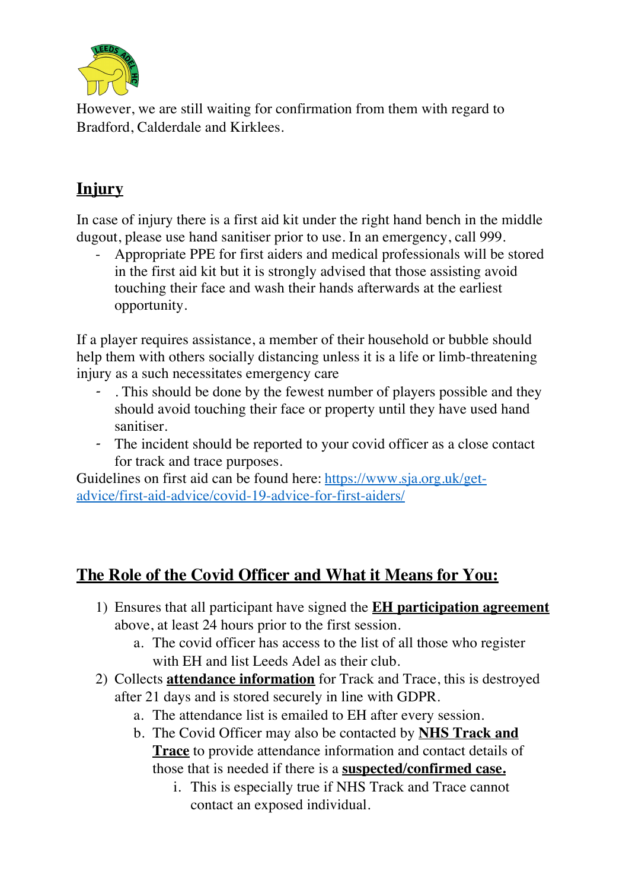However, we are still waiting for confirmation from them with regard to Bradford, Calderdale and Kirklees.

## Injury

In case of injury there is a first aid kit under the right hand bench in the middle dugout, please use hand sanitiser prior to use. In an emergency, call 999.

- Appropriate PPE for first aiders and medical professionals will be stored in the first aid kit but it is strongly advised that those assisting avoid touching their face and wash their hands afterwards at the earliest opportunity.

If a player requires assistance, a member of their household or bubble should help them with others socially distancing unless it is a life or limb-threatening injury as a such necessitates emergency care

- . This should be done by the fewest number of players possible and they should avoid touching their face or property until they have used hand sanitiser.
- The incident should be reported to your covid officer as a close contact for track and trace purposes.

Guidelines on first aid can be found here: [https://www.sja.org.uk/get-advice/first-aid-advice/covid-19-advice-for-first-aiders/](https://www.sja.org.uk/get-advice/first-aid-advice/covid-19-advice-for-first-aiders/)

## The Role of the Covid Officer and What it Means for You:

1) Ensures that all participant have signed the **EH participation agreement** above, at least 24 hours prior to the first session.
    a. The covid officer has access to the list of all those who register with EH and list Leeds Adel as their club.
2) Collects **attendance information** for Track and Trace, this is destroyed after 21 days and is stored securely in line with GDPR.
    a. The attendance list is emailed to EH after every session.
    b. The Covid Officer may also be contacted by **NHS Track and Trace** to provide attendance information and contact details of those that is needed if there is a **suspected/confirmed case.**
        i. This is especially true if NHS Track and Trace cannot contact an exposed individual.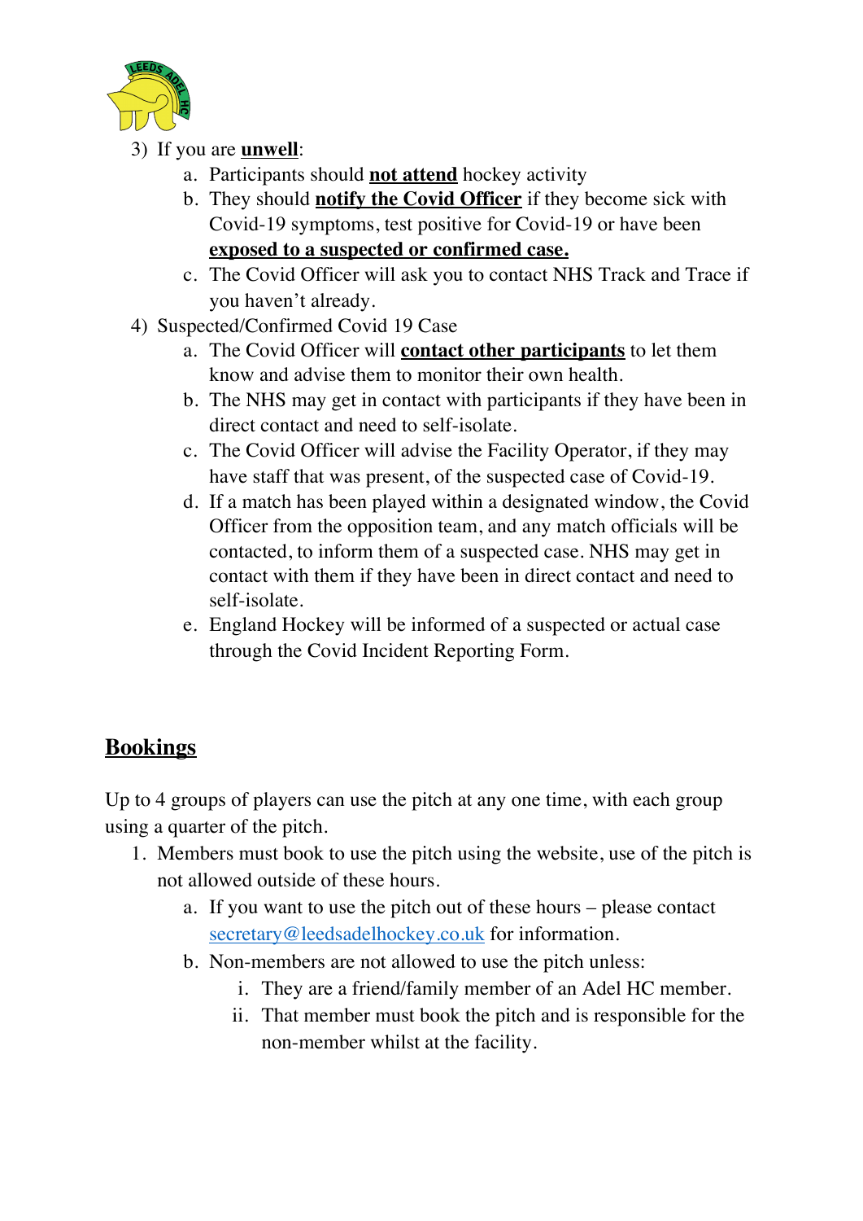3) If you are **unwell**:
    a. Participants should **not attend** hockey activity
    b. They should **notify the Covid Officer** if they become sick with Covid-19 symptoms, test positive for Covid-19 or have been **exposed to a suspected or confirmed case.**
    c. The Covid Officer will ask you to contact NHS Track and Trace if you haven't already.
4) Suspected/Confirmed Covid 19 Case
    a. The Covid Officer will **contact other participants** to let them know and advise them to monitor their own health.
    b. The NHS may get in contact with participants if they have been in direct contact and need to self-isolate.
    c. The Covid Officer will advise the Facility Operator, if they may have staff that was present, of the suspected case of Covid-19.
    d. If a match has been played within a designated window, the Covid Officer from the opposition team, and any match officials will be contacted, to inform them of a suspected case. NHS may get in contact with them if they have been in direct contact and need to self-isolate.
    e. England Hockey will be informed of a suspected or actual case through the Covid Incident Reporting Form.

## Bookings

Up to 4 groups of players can use the pitch at any one time, with each group using a quarter of the pitch.

1. Members must book to use the pitch using the website, use of the pitch is not allowed outside of these hours.
    a. If you want to use the pitch out of these hours – please contact secretary@leedsadelhockey.co.uk for information.
    b. Non-members are not allowed to use the pitch unless:
        i. They are a friend/family member of an Adel HC member.
        ii. That member must book the pitch and is responsible for the non-member whilst at the facility.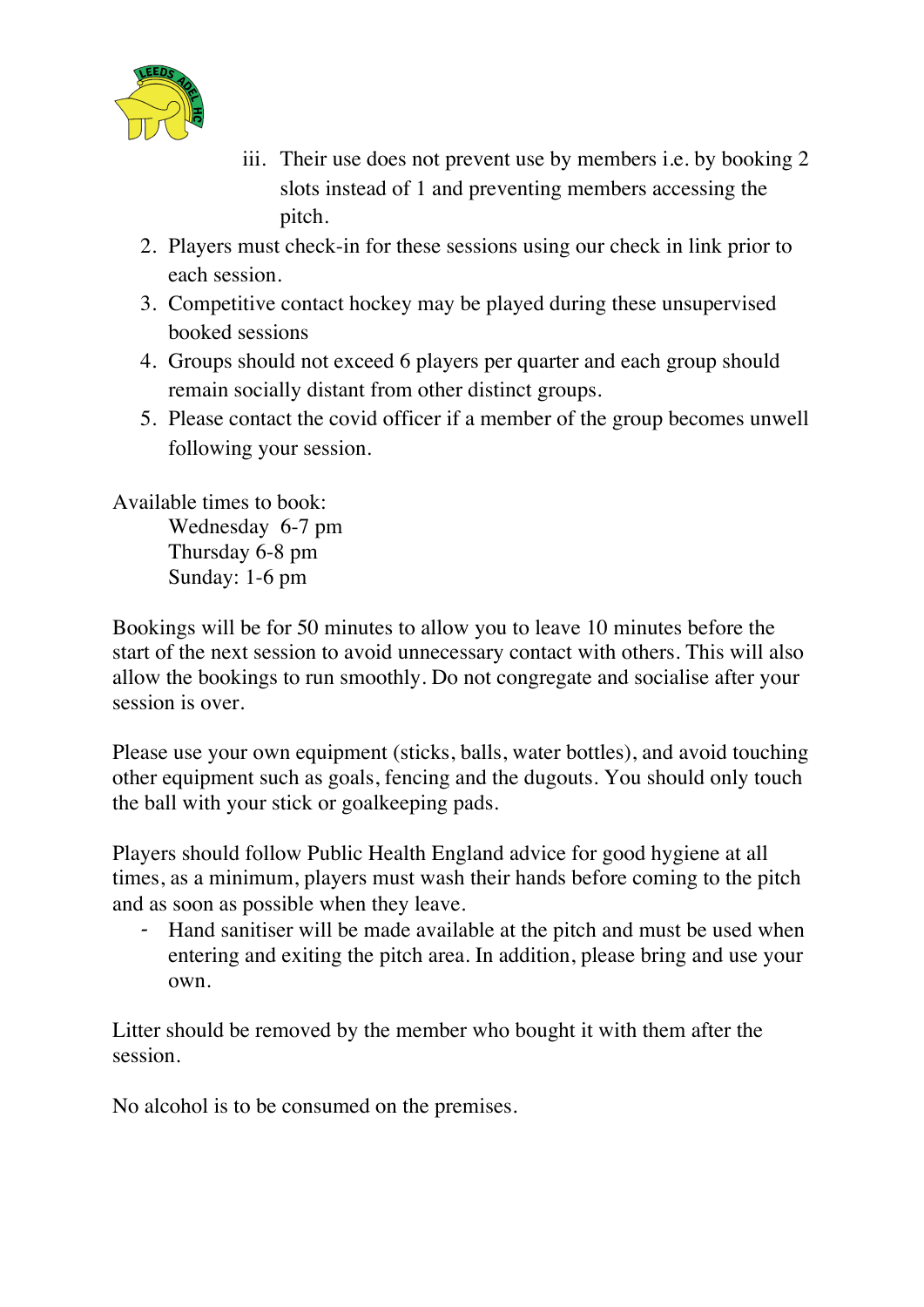iii. Their use does not prevent use by members i.e. by booking 2 slots instead of 1 and preventing members accessing the pitch.

2. Players must check-in for these sessions using our check in link prior to each session.
3. Competitive contact hockey may be played during these unsupervised booked sessions
4. Groups should not exceed 6 players per quarter and each group should remain socially distant from other distinct groups.
5. Please contact the covid officer if a member of the group becomes unwell following your session.

Available times to book:

Wednesday 6-7 pm
Thursday 6-8 pm
Sunday: 1-6 pm

Bookings will be for 50 minutes to allow you to leave 10 minutes before the start of the next session to avoid unnecessary contact with others. This will also allow the bookings to run smoothly. Do not congregate and socialise after your session is over.

Please use your own equipment (sticks, balls, water bottles), and avoid touching other equipment such as goals, fencing and the dugouts. You should only touch the ball with your stick or goalkeeping pads.

Players should follow Public Health England advice for good hygiene at all times, as a minimum, players must wash their hands before coming to the pitch and as soon as possible when they leave.

- Hand sanitiser will be made available at the pitch and must be used when entering and exiting the pitch area. In addition, please bring and use your own.

Litter should be removed by the member who bought it with them after the session.

No alcohol is to be consumed on the premises.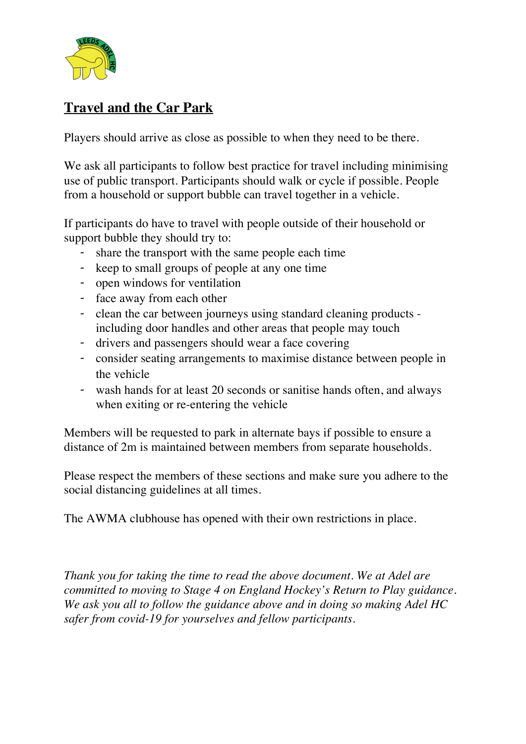## Travel and the Car Park

Players should arrive as close as possible to when they need to be there.

We ask all participants to follow best practice for travel including minimising use of public transport. Participants should walk or cycle if possible. People from a household or support bubble can travel together in a vehicle.

If participants do have to travel with people outside of their household or support bubble they should try to:

- share the transport with the same people each time
- keep to small groups of people at any one time
- open windows for ventilation
- face away from each other
- clean the car between journeys using standard cleaning products - including door handles and other areas that people may touch
- drivers and passengers should wear a face covering
- consider seating arrangements to maximise distance between people in the vehicle
- wash hands for at least 20 seconds or sanitise hands often, and always when exiting or re-entering the vehicle

Members will be requested to park in alternate bays if possible to ensure a distance of 2m is maintained between members from separate households.

Please respect the members of these sections and make sure you adhere to the social distancing guidelines at all times.

The AWMA clubhouse has opened with their own restrictions in place.

*Thank you for taking the time to read the above document. We at Adel are committed to moving to Stage 4 on England Hockey's Return to Play guidance. We ask you all to follow the guidance above and in doing so making Adel HC safer from covid-19 for yourselves and fellow participants.*